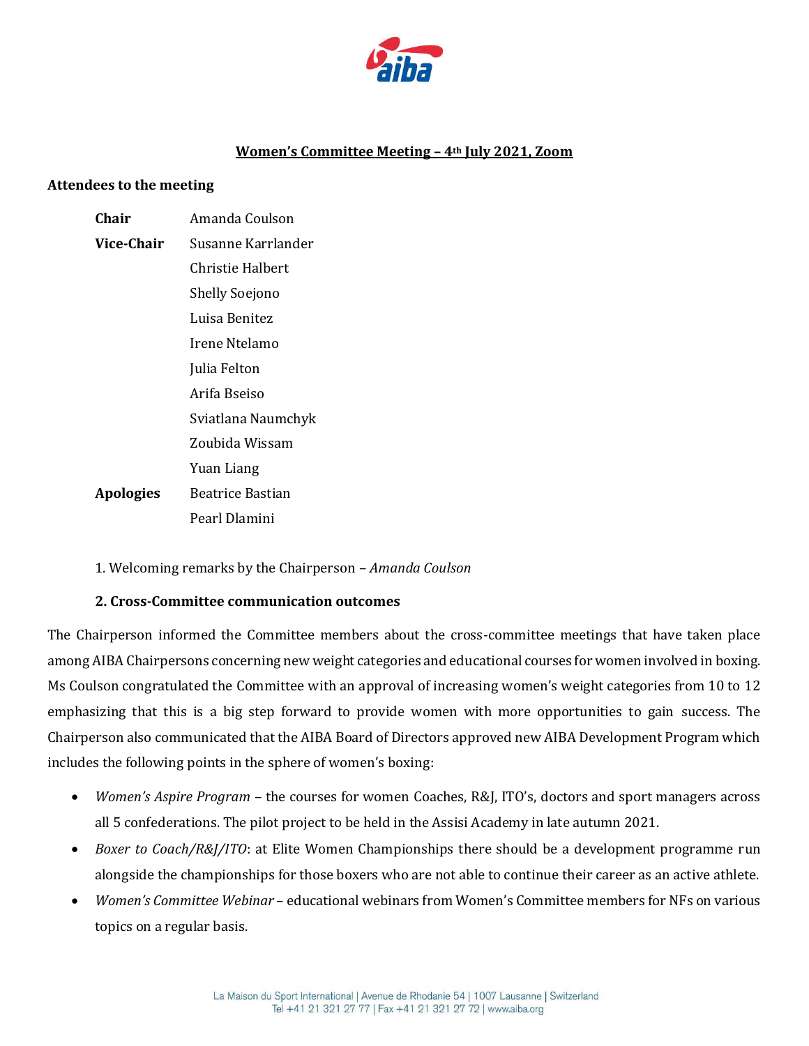# Women's Committee Meeting – 4th July 2021, Zoom

**Attendees to the meeting**

| | |
|---|---|
| **Chair** | Amanda Coulson |
| **Vice-Chair** | Susanne Karrlander |
| | Christie Halbert |
| | Shelly Soejono |
| | Luisa Benitez |
| | Irene Ntelamo |
| | Julia Felton |
| | Arifa Bseiso |
| | Sviatlana Naumchyk |
| | Zoubida Wissam |
| | Yuan Liang |
| **Apologies** | Beatrice Bastian |
| | Pearl Dlamini |

1. Welcoming remarks by the Chairperson – *Amanda Coulson*

**2. Cross-Committee communication outcomes**

The Chairperson informed the Committee members about the cross-committee meetings that have taken place among AIBA Chairpersons concerning new weight categories and educational courses for women involved in boxing. Ms Coulson congratulated the Committee with an approval of increasing women's weight categories from 10 to 12 emphasizing that this is a big step forward to provide women with more opportunities to gain success. The Chairperson also communicated that the AIBA Board of Directors approved new AIBA Development Program which includes the following points in the sphere of women's boxing:

- *Women's Aspire Program* – the courses for women Coaches, R&J, ITO's, doctors and sport managers across all 5 confederations. The pilot project to be held in the Assisi Academy in late autumn 2021.
- *Boxer to Coach/R&J/ITO*: at Elite Women Championships there should be a development programme run alongside the championships for those boxers who are not able to continue their career as an active athlete.
- *Women's Committee Webinar* – educational webinars from Women's Committee members for NFs on various topics on a regular basis.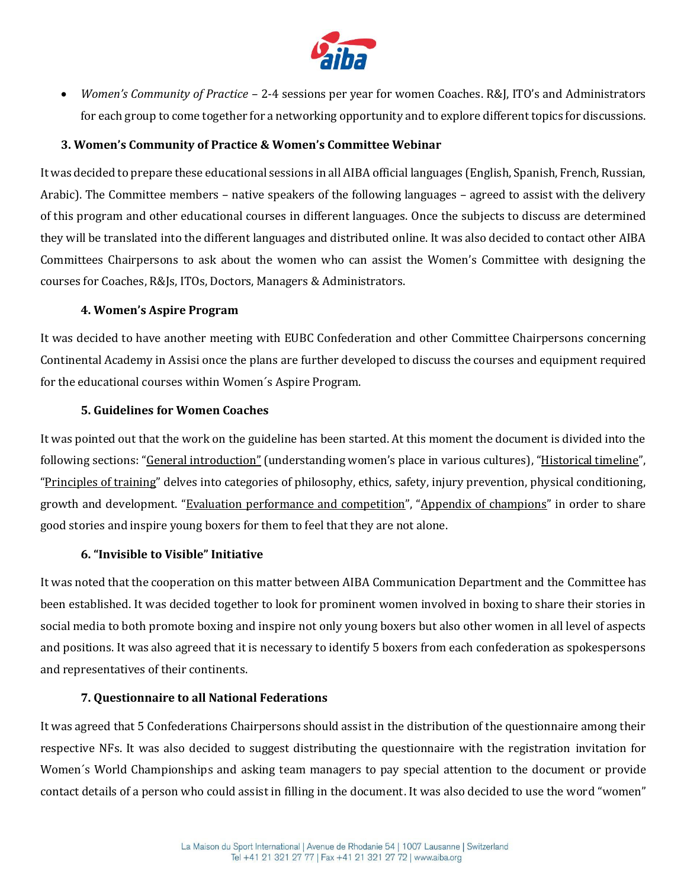- *Women's Community of Practice* – 2-4 sessions per year for women Coaches. R&J, ITO's and Administrators for each group to come together for a networking opportunity and to explore different topics for discussions.

### 3. Women's Community of Practice & Women's Committee Webinar

It was decided to prepare these educational sessions in all AIBA official languages (English, Spanish, French, Russian, Arabic). The Committee members – native speakers of the following languages – agreed to assist with the delivery of this program and other educational courses in different languages. Once the subjects to discuss are determined they will be translated into the different languages and distributed online. It was also decided to contact other AIBA Committees Chairpersons to ask about the women who can assist the Women's Committee with designing the courses for Coaches, R&Js, ITOs, Doctors, Managers & Administrators.

### 4. Women's Aspire Program

It was decided to have another meeting with EUBC Confederation and other Committee Chairpersons concerning Continental Academy in Assisi once the plans are further developed to discuss the courses and equipment required for the educational courses within Women´s Aspire Program.

### 5. Guidelines for Women Coaches

It was pointed out that the work on the guideline has been started. At this moment the document is divided into the following sections: "General introduction" (understanding women's place in various cultures), "Historical timeline", "Principles of training" delves into categories of philosophy, ethics, safety, injury prevention, physical conditioning, growth and development. "Evaluation performance and competition", "Appendix of champions" in order to share good stories and inspire young boxers for them to feel that they are not alone.

### 6. "Invisible to Visible" Initiative

It was noted that the cooperation on this matter between AIBA Communication Department and the Committee has been established. It was decided together to look for prominent women involved in boxing to share their stories in social media to both promote boxing and inspire not only young boxers but also other women in all level of aspects and positions. It was also agreed that it is necessary to identify 5 boxers from each confederation as spokespersons and representatives of their continents.

### 7. Questionnaire to all National Federations

It was agreed that 5 Confederations Chairpersons should assist in the distribution of the questionnaire among their respective NFs. It was also decided to suggest distributing the questionnaire with the registration invitation for Women´s World Championships and asking team managers to pay special attention to the document or provide contact details of a person who could assist in filling in the document. It was also decided to use the word "women"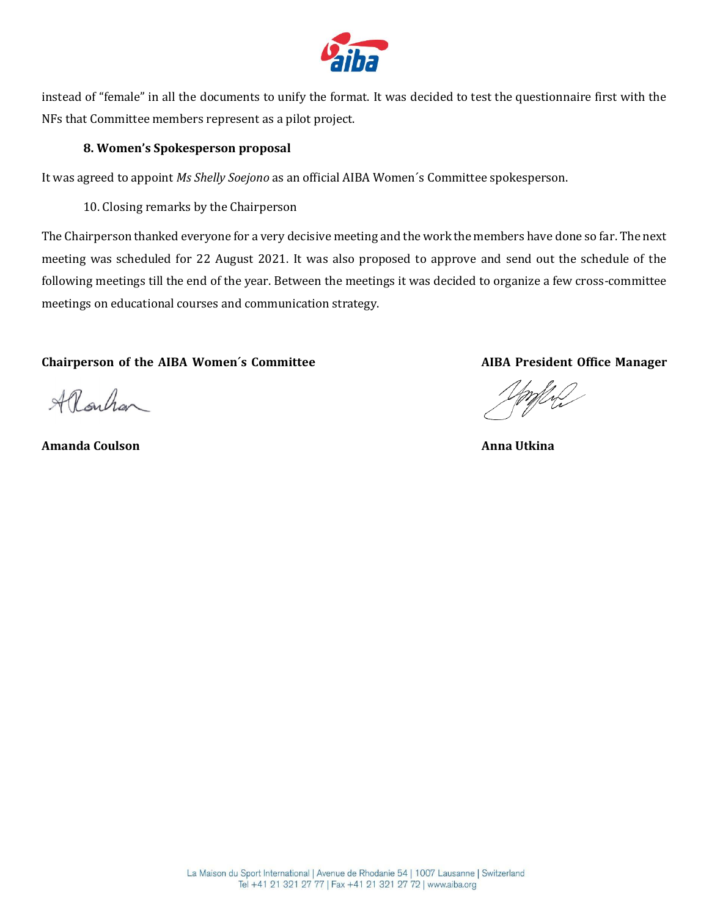instead of "female" in all the documents to unify the format. It was decided to test the questionnaire first with the NFs that Committee members represent as a pilot project.

**8. Women's Spokesperson proposal**

It was agreed to appoint *Ms Shelly Soejono* as an official AIBA Women´s Committee spokesperson.

10. Closing remarks by the Chairperson

The Chairperson thanked everyone for a very decisive meeting and the work the members have done so far. The next meeting was scheduled for 22 August 2021. It was also proposed to approve and send out the schedule of the following meetings till the end of the year. Between the meetings it was decided to organize a few cross-committee meetings on educational courses and communication strategy.

**Chairperson of the AIBA Women´s Committee**

**Amanda Coulson**

**AIBA President Office Manager**

**Anna Utkina**